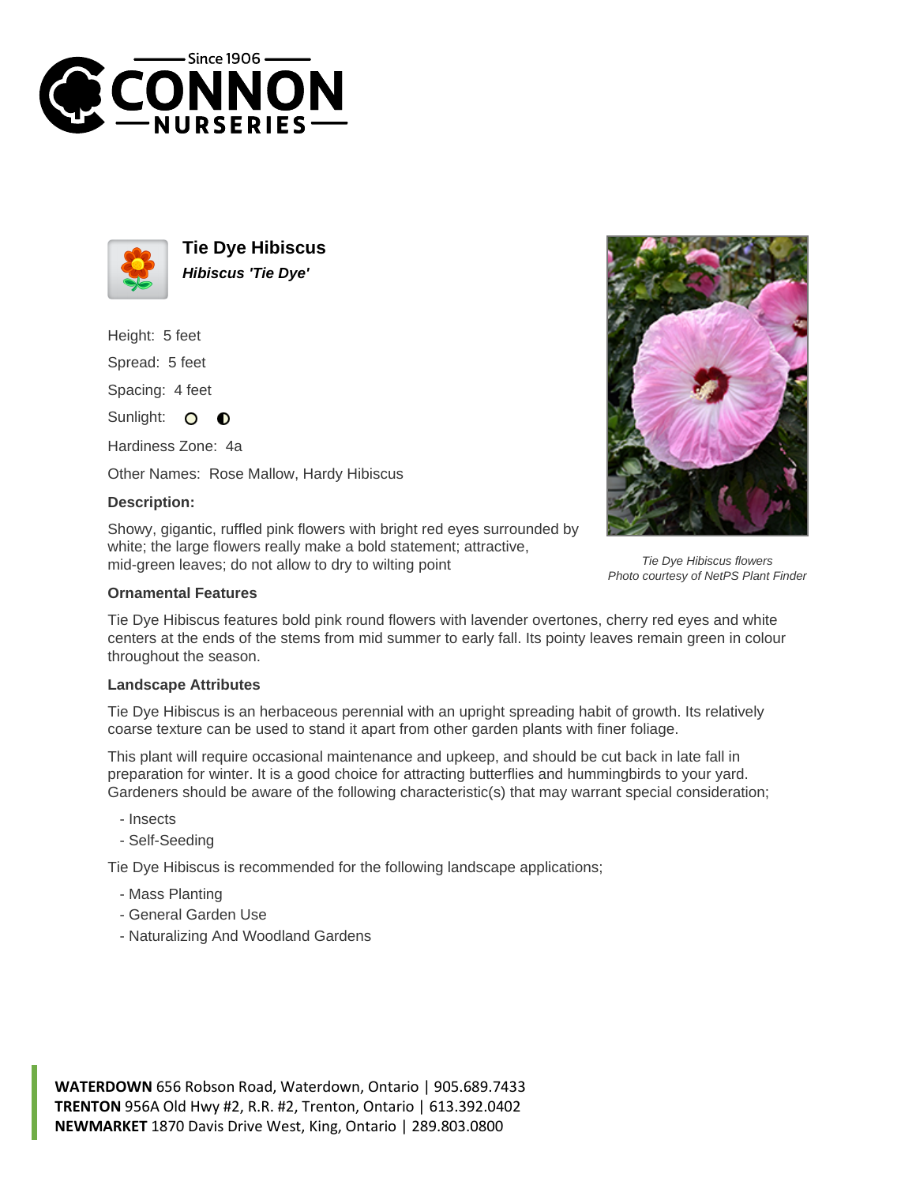Since 1906 CONNON NURSERIES

# Tie Dye Hibiscus

***Hibiscus 'Tie Dye'***

Height: 5 feet

Spread: 5 feet

Spacing: 4 feet

Sunlight:

Hardiness Zone: 4a

Other Names: Rose Mallow, Hardy Hibiscus

**Description:**

Showy, gigantic, ruffled pink flowers with bright red eyes surrounded by white; the large flowers really make a bold statement; attractive, mid-green leaves; do not allow to dry to wilting point

*Tie Dye Hibiscus flowers*
*Photo courtesy of NetPS Plant Finder*

**Ornamental Features**

Tie Dye Hibiscus features bold pink round flowers with lavender overtones, cherry red eyes and white centers at the ends of the stems from mid summer to early fall. Its pointy leaves remain green in colour throughout the season.

**Landscape Attributes**

Tie Dye Hibiscus is an herbaceous perennial with an upright spreading habit of growth. Its relatively coarse texture can be used to stand it apart from other garden plants with finer foliage.

This plant will require occasional maintenance and upkeep, and should be cut back in late fall in preparation for winter. It is a good choice for attracting butterflies and hummingbirds to your yard. Gardeners should be aware of the following characteristic(s) that may warrant special consideration;

- Insects
- Self-Seeding

Tie Dye Hibiscus is recommended for the following landscape applications;

- Mass Planting
- General Garden Use
- Naturalizing And Woodland Gardens

**WATERDOWN** 656 Robson Road, Waterdown, Ontario | 905.689.7433
**TRENTON** 956A Old Hwy #2, R.R. #2, Trenton, Ontario | 613.392.0402
**NEWMARKET** 1870 Davis Drive West, King, Ontario | 289.803.0800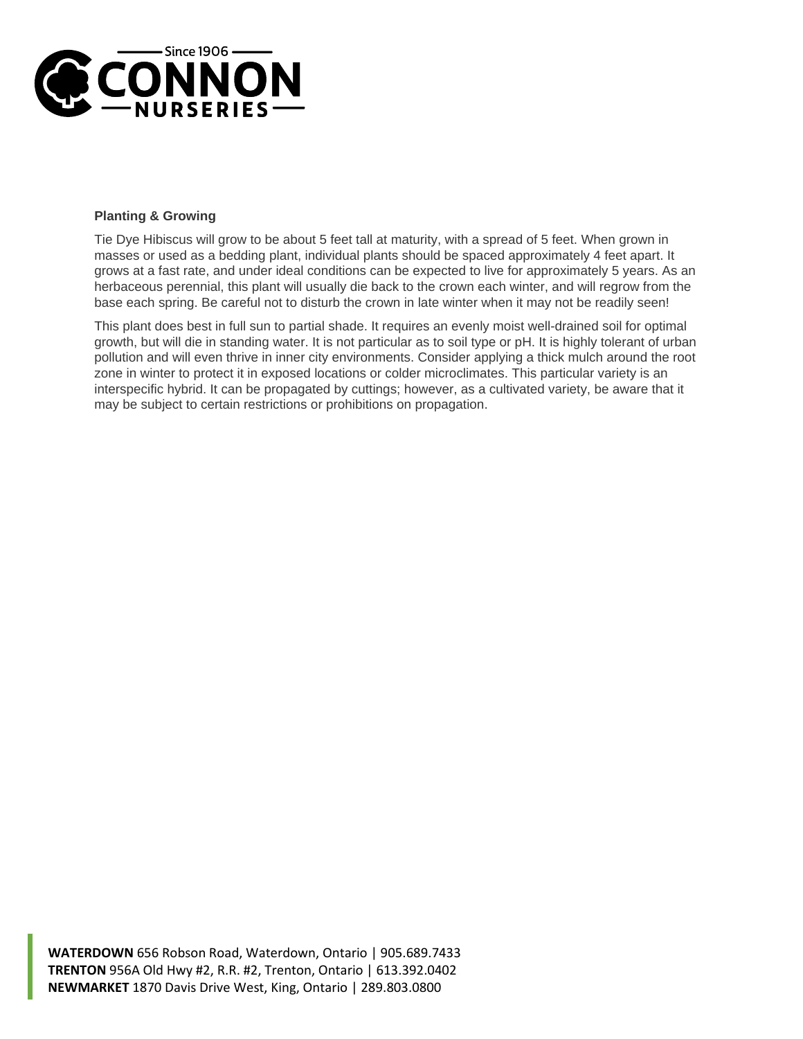### Planting & Growing

Tie Dye Hibiscus will grow to be about 5 feet tall at maturity, with a spread of 5 feet. When grown in masses or used as a bedding plant, individual plants should be spaced approximately 4 feet apart. It grows at a fast rate, and under ideal conditions can be expected to live for approximately 5 years. As an herbaceous perennial, this plant will usually die back to the crown each winter, and will regrow from the base each spring. Be careful not to disturb the crown in late winter when it may not be readily seen!

This plant does best in full sun to partial shade. It requires an evenly moist well-drained soil for optimal growth, but will die in standing water. It is not particular as to soil type or pH. It is highly tolerant of urban pollution and will even thrive in inner city environments. Consider applying a thick mulch around the root zone in winter to protect it in exposed locations or colder microclimates. This particular variety is an interspecific hybrid. It can be propagated by cuttings; however, as a cultivated variety, be aware that it may be subject to certain restrictions or prohibitions on propagation.